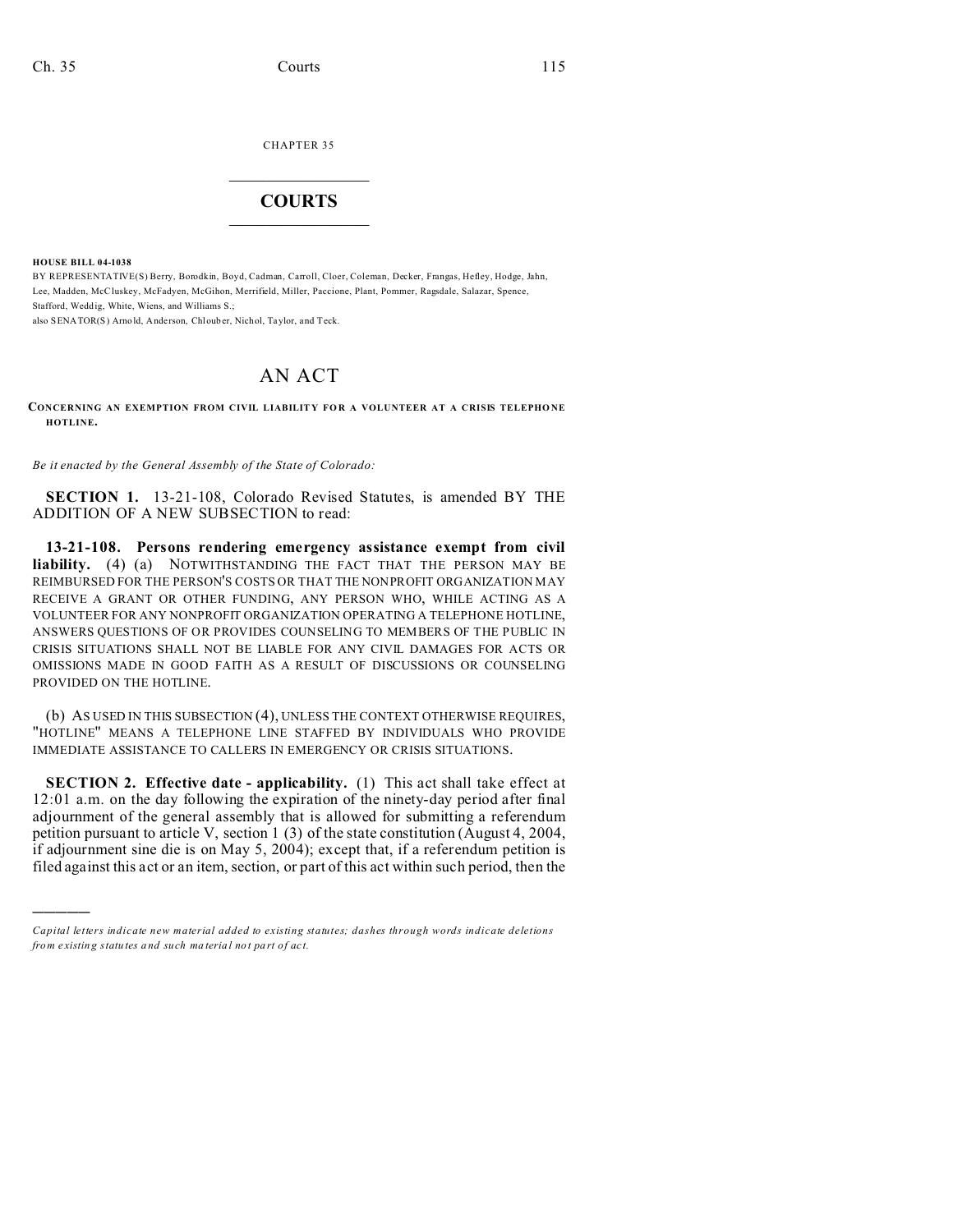CHAPTER 35

# COURTS

**HOUSE BILL 04-1038**

BY REPRESENTATIVE(S) Berry, Borodkin, Boyd, Cadman, Carroll, Cloer, Coleman, Decker, Frangas, Hefley, Hodge, Jahn, Lee, Madden, McCluskey, McFadyen, McGihon, Merrifield, Miller, Paccione, Plant, Pommer, Ragsdale, Salazar, Spence, Stafford, Weddig, White, Wiens, and Williams S.;
also SENATOR(S) Arnold, Anderson, Chlouber, Nichol, Taylor, and Teck.

# AN ACT

**CONCERNING AN EXEMPTION FROM CIVIL LIABILITY FOR A VOLUNTEER AT A CRISIS TELEPHONE HOTLINE.**

*Be it enacted by the General Assembly of the State of Colorado:*

**SECTION 1.** 13-21-108, Colorado Revised Statutes, is amended BY THE ADDITION OF A NEW SUBSECTION to read:

**13-21-108. Persons rendering emergency assistance exempt from civil liability.** (4) (a) NOTWITHSTANDING THE FACT THAT THE PERSON MAY BE REIMBURSED FOR THE PERSON'S COSTS OR THAT THE NONPROFIT ORGANIZATION MAY RECEIVE A GRANT OR OTHER FUNDING, ANY PERSON WHO, WHILE ACTING AS A VOLUNTEER FOR ANY NONPROFIT ORGANIZATION OPERATING A TELEPHONE HOTLINE, ANSWERS QUESTIONS OF OR PROVIDES COUNSELING TO MEMBERS OF THE PUBLIC IN CRISIS SITUATIONS SHALL NOT BE LIABLE FOR ANY CIVIL DAMAGES FOR ACTS OR OMISSIONS MADE IN GOOD FAITH AS A RESULT OF DISCUSSIONS OR COUNSELING PROVIDED ON THE HOTLINE.

(b) AS USED IN THIS SUBSECTION (4), UNLESS THE CONTEXT OTHERWISE REQUIRES, "HOTLINE" MEANS A TELEPHONE LINE STAFFED BY INDIVIDUALS WHO PROVIDE IMMEDIATE ASSISTANCE TO CALLERS IN EMERGENCY OR CRISIS SITUATIONS.

**SECTION 2. Effective date - applicability.** (1) This act shall take effect at 12:01 a.m. on the day following the expiration of the ninety-day period after final adjournment of the general assembly that is allowed for submitting a referendum petition pursuant to article V, section 1 (3) of the state constitution (August 4, 2004, if adjournment sine die is on May 5, 2004); except that, if a referendum petition is filed against this act or an item, section, or part of this act within such period, then the

---

*Capital letters indicate new material added to existing statutes; dashes through words indicate deletions from existing statutes and such material not part of act.*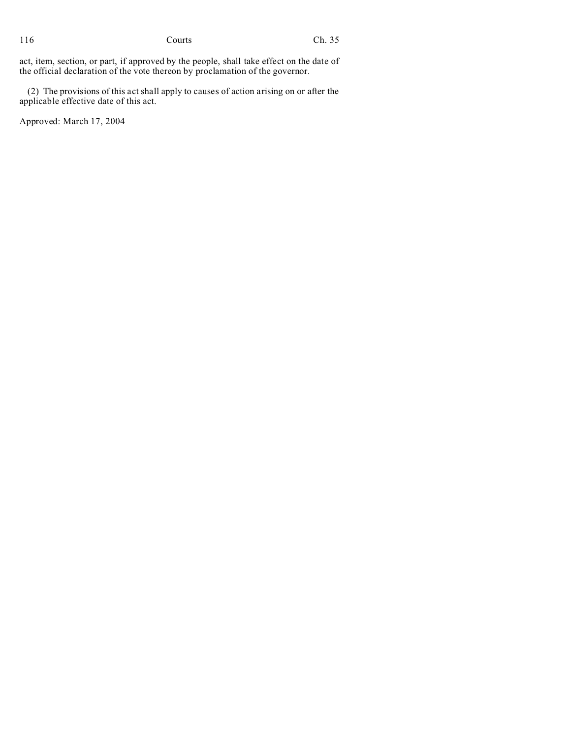act, item, section, or part, if approved by the people, shall take effect on the date of the official declaration of the vote thereon by proclamation of the governor.

(2) The provisions of this act shall apply to causes of action arising on or after the applicable effective date of this act.

Approved: March 17, 2004